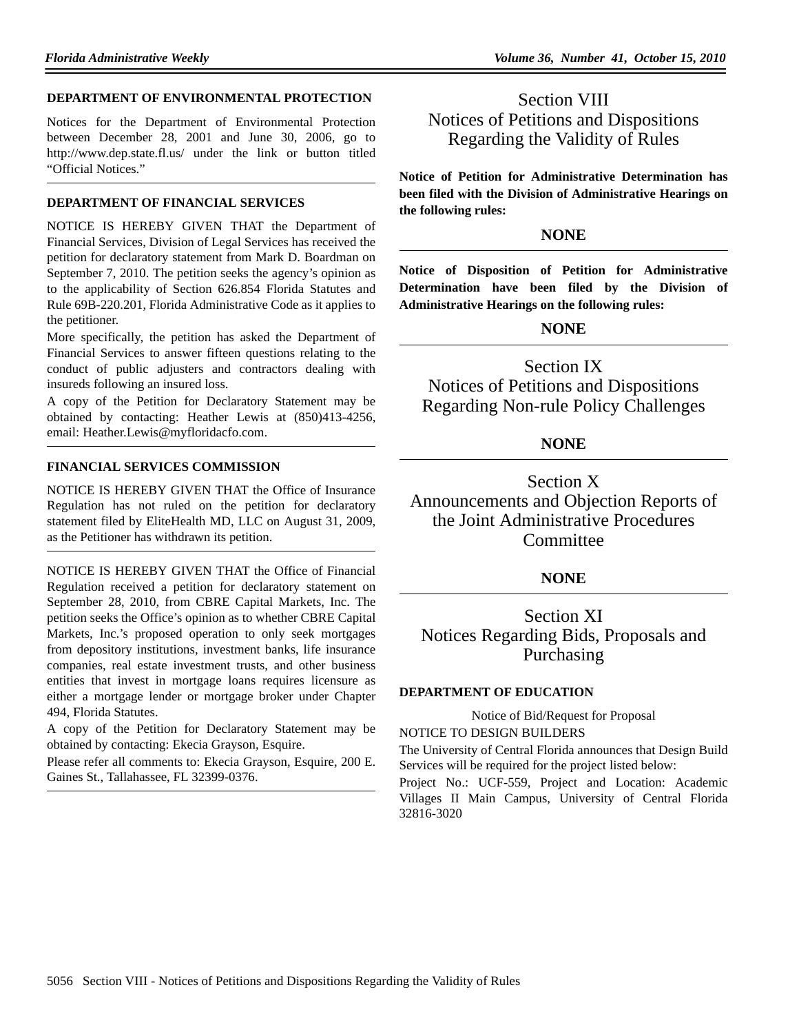### DEPARTMENT OF ENVIRONMENTAL PROTECTION

Notices for the Department of Environmental Protection between December 28, 2001 and June 30, 2006, go to http://www.dep.state.fl.us/ under the link or button titled "Official Notices."

### DEPARTMENT OF FINANCIAL SERVICES

NOTICE IS HEREBY GIVEN THAT the Department of Financial Services, Division of Legal Services has received the petition for declaratory statement from Mark D. Boardman on September 7, 2010. The petition seeks the agency's opinion as to the applicability of Section 626.854 Florida Statutes and Rule 69B-220.201, Florida Administrative Code as it applies to the petitioner.

More specifically, the petition has asked the Department of Financial Services to answer fifteen questions relating to the conduct of public adjusters and contractors dealing with insureds following an insured loss.

A copy of the Petition for Declaratory Statement may be obtained by contacting: Heather Lewis at (850)413-4256, email: Heather.Lewis@myfloridacfo.com.

### FINANCIAL SERVICES COMMISSION

NOTICE IS HEREBY GIVEN THAT the Office of Insurance Regulation has not ruled on the petition for declaratory statement filed by EliteHealth MD, LLC on August 31, 2009, as the Petitioner has withdrawn its petition.

NOTICE IS HEREBY GIVEN THAT the Office of Financial Regulation received a petition for declaratory statement on September 28, 2010, from CBRE Capital Markets, Inc. The petition seeks the Office's opinion as to whether CBRE Capital Markets, Inc.'s proposed operation to only seek mortgages from depository institutions, investment banks, life insurance companies, real estate investment trusts, and other business entities that invest in mortgage loans requires licensure as either a mortgage lender or mortgage broker under Chapter 494, Florida Statutes.

A copy of the Petition for Declaratory Statement may be obtained by contacting: Ekecia Grayson, Esquire.

Please refer all comments to: Ekecia Grayson, Esquire, 200 E. Gaines St., Tallahassee, FL 32399-0376.

# Section VIII Notices of Petitions and Dispositions Regarding the Validity of Rules

**Notice of Petition for Administrative Determination has been filed with the Division of Administrative Hearings on the following rules:**

**NONE**

**Notice of Disposition of Petition for Administrative Determination have been filed by the Division of Administrative Hearings on the following rules:**

**NONE**

# Section IX Notices of Petitions and Dispositions Regarding Non-rule Policy Challenges

**NONE**

# Section X Announcements and Objection Reports of the Joint Administrative Procedures Committee

**NONE**

# Section XI Notices Regarding Bids, Proposals and Purchasing

### DEPARTMENT OF EDUCATION

Notice of Bid/Request for Proposal

NOTICE TO DESIGN BUILDERS

The University of Central Florida announces that Design Build Services will be required for the project listed below:

Project No.: UCF-559, Project and Location: Academic Villages II Main Campus, University of Central Florida 32816-3020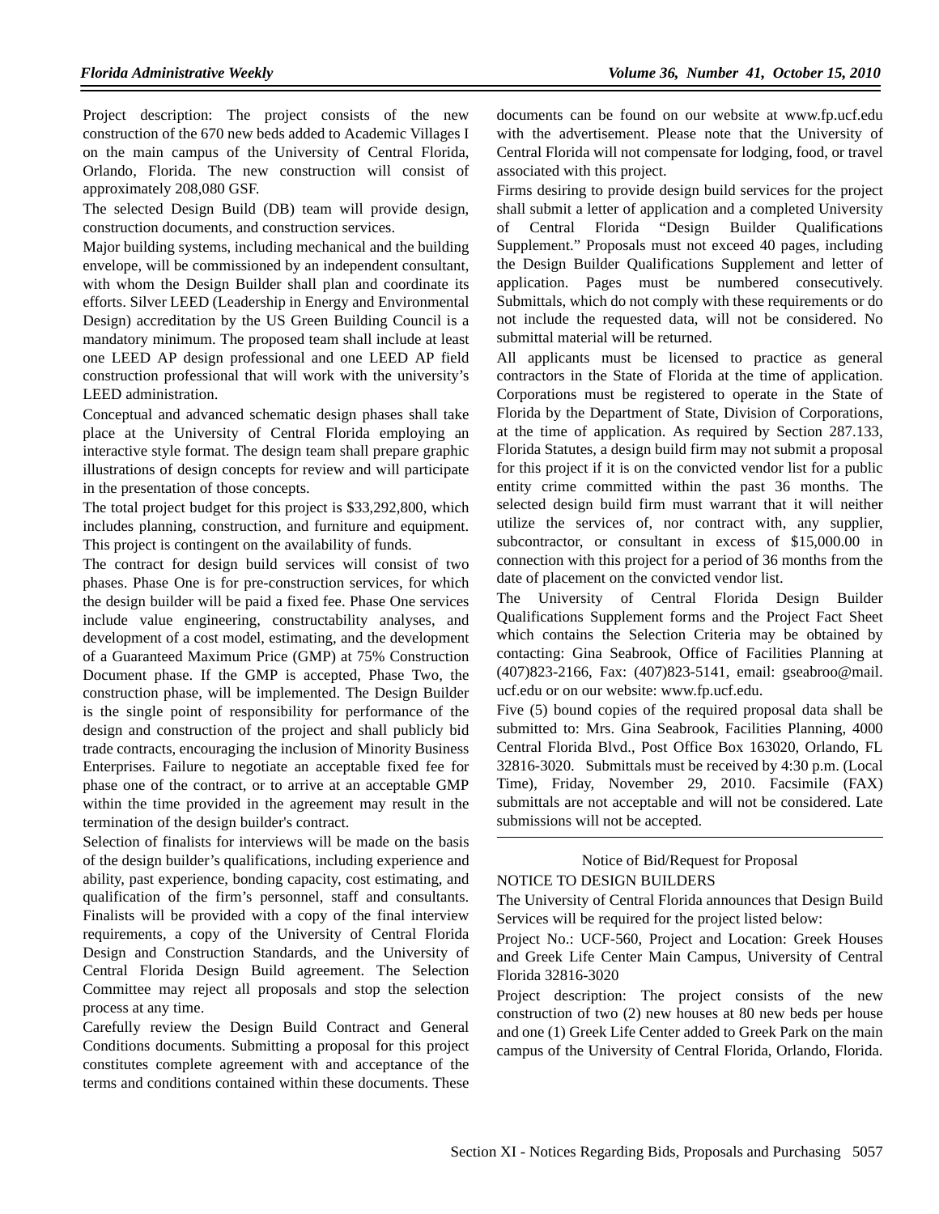Project description: The project consists of the new construction of the 670 new beds added to Academic Villages I on the main campus of the University of Central Florida, Orlando, Florida. The new construction will consist of approximately 208,080 GSF.

The selected Design Build (DB) team will provide design, construction documents, and construction services.

Major building systems, including mechanical and the building envelope, will be commissioned by an independent consultant, with whom the Design Builder shall plan and coordinate its efforts. Silver LEED (Leadership in Energy and Environmental Design) accreditation by the US Green Building Council is a mandatory minimum. The proposed team shall include at least one LEED AP design professional and one LEED AP field construction professional that will work with the university's LEED administration.

Conceptual and advanced schematic design phases shall take place at the University of Central Florida employing an interactive style format. The design team shall prepare graphic illustrations of design concepts for review and will participate in the presentation of those concepts.

The total project budget for this project is $33,292,800, which includes planning, construction, and furniture and equipment. This project is contingent on the availability of funds.

The contract for design build services will consist of two phases. Phase One is for pre-construction services, for which the design builder will be paid a fixed fee. Phase One services include value engineering, constructability analyses, and development of a cost model, estimating, and the development of a Guaranteed Maximum Price (GMP) at 75% Construction Document phase. If the GMP is accepted, Phase Two, the construction phase, will be implemented. The Design Builder is the single point of responsibility for performance of the design and construction of the project and shall publicly bid trade contracts, encouraging the inclusion of Minority Business Enterprises. Failure to negotiate an acceptable fixed fee for phase one of the contract, or to arrive at an acceptable GMP within the time provided in the agreement may result in the termination of the design builder's contract.

Selection of finalists for interviews will be made on the basis of the design builder's qualifications, including experience and ability, past experience, bonding capacity, cost estimating, and qualification of the firm's personnel, staff and consultants. Finalists will be provided with a copy of the final interview requirements, a copy of the University of Central Florida Design and Construction Standards, and the University of Central Florida Design Build agreement. The Selection Committee may reject all proposals and stop the selection process at any time.

Carefully review the Design Build Contract and General Conditions documents. Submitting a proposal for this project constitutes complete agreement with and acceptance of the terms and conditions contained within these documents. These documents can be found on our website at www.fp.ucf.edu with the advertisement. Please note that the University of Central Florida will not compensate for lodging, food, or travel associated with this project.

Firms desiring to provide design build services for the project shall submit a letter of application and a completed University of Central Florida "Design Builder Qualifications Supplement." Proposals must not exceed 40 pages, including the Design Builder Qualifications Supplement and letter of application. Pages must be numbered consecutively. Submittals, which do not comply with these requirements or do not include the requested data, will not be considered. No submittal material will be returned.

All applicants must be licensed to practice as general contractors in the State of Florida at the time of application. Corporations must be registered to operate in the State of Florida by the Department of State, Division of Corporations, at the time of application. As required by Section 287.133, Florida Statutes, a design build firm may not submit a proposal for this project if it is on the convicted vendor list for a public entity crime committed within the past 36 months. The selected design build firm must warrant that it will neither utilize the services of, nor contract with, any supplier, subcontractor, or consultant in excess of $15,000.00 in connection with this project for a period of 36 months from the date of placement on the convicted vendor list.

The University of Central Florida Design Builder Qualifications Supplement forms and the Project Fact Sheet which contains the Selection Criteria may be obtained by contacting: Gina Seabrook, Office of Facilities Planning at (407)823-2166, Fax: (407)823-5141, email: gseabroo@mail.ucf.edu or on our website: www.fp.ucf.edu.

Five (5) bound copies of the required proposal data shall be submitted to: Mrs. Gina Seabrook, Facilities Planning, 4000 Central Florida Blvd., Post Office Box 163020, Orlando, FL 32816-3020. Submittals must be received by 4:30 p.m. (Local Time), Friday, November 29, 2010. Facsimile (FAX) submittals are not acceptable and will not be considered. Late submissions will not be accepted.

---

Notice of Bid/Request for Proposal

NOTICE TO DESIGN BUILDERS

The University of Central Florida announces that Design Build Services will be required for the project listed below:

Project No.: UCF-560, Project and Location: Greek Houses and Greek Life Center Main Campus, University of Central Florida 32816-3020

Project description: The project consists of the new construction of two (2) new houses at 80 new beds per house and one (1) Greek Life Center added to Greek Park on the main campus of the University of Central Florida, Orlando, Florida.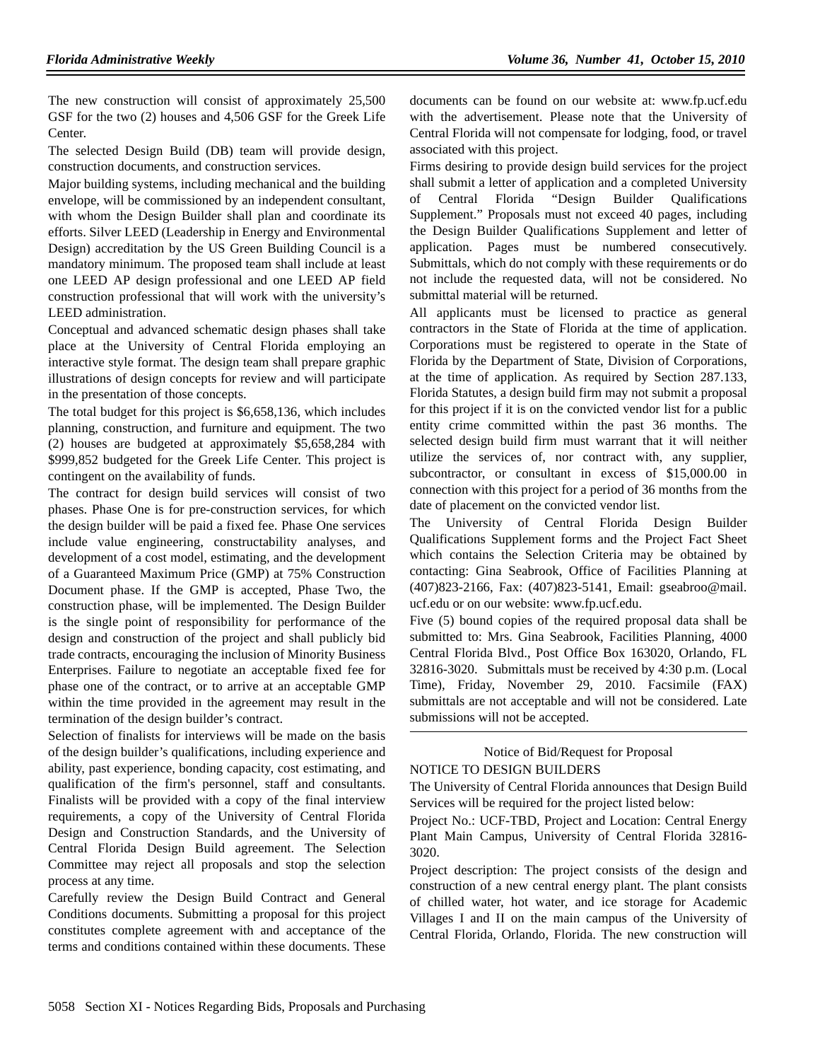The new construction will consist of approximately 25,500 GSF for the two (2) houses and 4,506 GSF for the Greek Life Center.

The selected Design Build (DB) team will provide design, construction documents, and construction services.

Major building systems, including mechanical and the building envelope, will be commissioned by an independent consultant, with whom the Design Builder shall plan and coordinate its efforts. Silver LEED (Leadership in Energy and Environmental Design) accreditation by the US Green Building Council is a mandatory minimum. The proposed team shall include at least one LEED AP design professional and one LEED AP field construction professional that will work with the university's LEED administration.

Conceptual and advanced schematic design phases shall take place at the University of Central Florida employing an interactive style format. The design team shall prepare graphic illustrations of design concepts for review and will participate in the presentation of those concepts.

The total budget for this project is $6,658,136, which includes planning, construction, and furniture and equipment. The two (2) houses are budgeted at approximately $5,658,284 with $999,852 budgeted for the Greek Life Center. This project is contingent on the availability of funds.

The contract for design build services will consist of two phases. Phase One is for pre-construction services, for which the design builder will be paid a fixed fee. Phase One services include value engineering, constructability analyses, and development of a cost model, estimating, and the development of a Guaranteed Maximum Price (GMP) at 75% Construction Document phase. If the GMP is accepted, Phase Two, the construction phase, will be implemented. The Design Builder is the single point of responsibility for performance of the design and construction of the project and shall publicly bid trade contracts, encouraging the inclusion of Minority Business Enterprises. Failure to negotiate an acceptable fixed fee for phase one of the contract, or to arrive at an acceptable GMP within the time provided in the agreement may result in the termination of the design builder's contract.

Selection of finalists for interviews will be made on the basis of the design builder's qualifications, including experience and ability, past experience, bonding capacity, cost estimating, and qualification of the firm's personnel, staff and consultants. Finalists will be provided with a copy of the final interview requirements, a copy of the University of Central Florida Design and Construction Standards, and the University of Central Florida Design Build agreement. The Selection Committee may reject all proposals and stop the selection process at any time.

Carefully review the Design Build Contract and General Conditions documents. Submitting a proposal for this project constitutes complete agreement with and acceptance of the terms and conditions contained within these documents. These documents can be found on our website at: www.fp.ucf.edu with the advertisement. Please note that the University of Central Florida will not compensate for lodging, food, or travel associated with this project.

Firms desiring to provide design build services for the project shall submit a letter of application and a completed University of Central Florida "Design Builder Qualifications Supplement." Proposals must not exceed 40 pages, including the Design Builder Qualifications Supplement and letter of application. Pages must be numbered consecutively. Submittals, which do not comply with these requirements or do not include the requested data, will not be considered. No submittal material will be returned.

All applicants must be licensed to practice as general contractors in the State of Florida at the time of application. Corporations must be registered to operate in the State of Florida by the Department of State, Division of Corporations, at the time of application. As required by Section 287.133, Florida Statutes, a design build firm may not submit a proposal for this project if it is on the convicted vendor list for a public entity crime committed within the past 36 months. The selected design build firm must warrant that it will neither utilize the services of, nor contract with, any supplier, subcontractor, or consultant in excess of $15,000.00 in connection with this project for a period of 36 months from the date of placement on the convicted vendor list.

The University of Central Florida Design Builder Qualifications Supplement forms and the Project Fact Sheet which contains the Selection Criteria may be obtained by contacting: Gina Seabrook, Office of Facilities Planning at (407)823-2166, Fax: (407)823-5141, Email: gseabroo@mail.ucf.edu or on our website: www.fp.ucf.edu.

Five (5) bound copies of the required proposal data shall be submitted to: Mrs. Gina Seabrook, Facilities Planning, 4000 Central Florida Blvd., Post Office Box 163020, Orlando, FL 32816-3020. Submittals must be received by 4:30 p.m. (Local Time), Friday, November 29, 2010. Facsimile (FAX) submittals are not acceptable and will not be considered. Late submissions will not be accepted.

---

Notice of Bid/Request for Proposal

NOTICE TO DESIGN BUILDERS

The University of Central Florida announces that Design Build Services will be required for the project listed below:

Project No.: UCF-TBD, Project and Location: Central Energy Plant Main Campus, University of Central Florida 32816-3020.

Project description: The project consists of the design and construction of a new central energy plant. The plant consists of chilled water, hot water, and ice storage for Academic Villages I and II on the main campus of the University of Central Florida, Orlando, Florida. The new construction will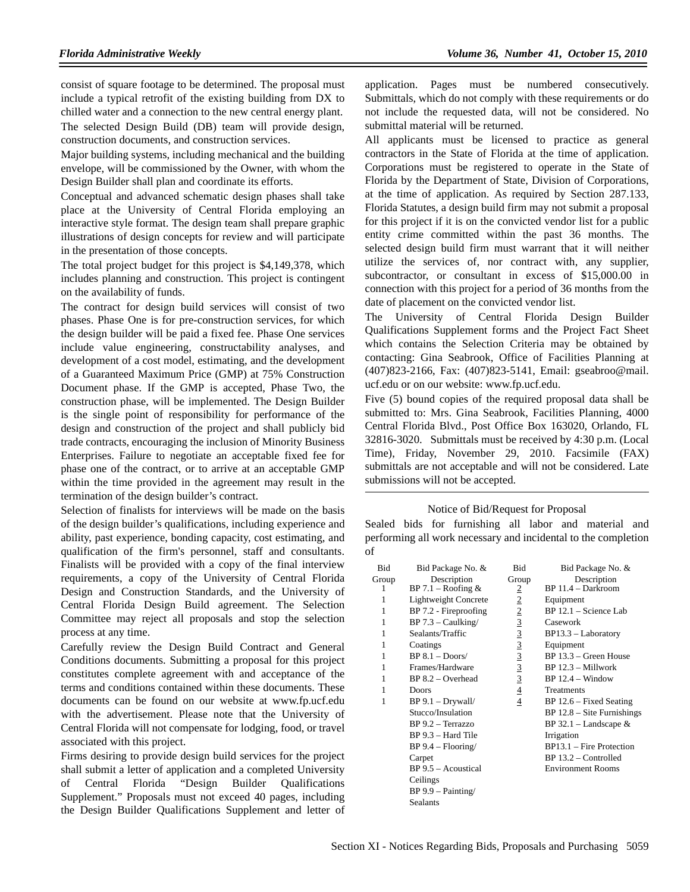consist of square footage to be determined. The proposal must include a typical retrofit of the existing building from DX to chilled water and a connection to the new central energy plant.

The selected Design Build (DB) team will provide design, construction documents, and construction services.

Major building systems, including mechanical and the building envelope, will be commissioned by the Owner, with whom the Design Builder shall plan and coordinate its efforts.

Conceptual and advanced schematic design phases shall take place at the University of Central Florida employing an interactive style format. The design team shall prepare graphic illustrations of design concepts for review and will participate in the presentation of those concepts.

The total project budget for this project is $4,149,378, which includes planning and construction. This project is contingent on the availability of funds.

The contract for design build services will consist of two phases. Phase One is for pre-construction services, for which the design builder will be paid a fixed fee. Phase One services include value engineering, constructability analyses, and development of a cost model, estimating, and the development of a Guaranteed Maximum Price (GMP) at 75% Construction Document phase. If the GMP is accepted, Phase Two, the construction phase, will be implemented. The Design Builder is the single point of responsibility for performance of the design and construction of the project and shall publicly bid trade contracts, encouraging the inclusion of Minority Business Enterprises. Failure to negotiate an acceptable fixed fee for phase one of the contract, or to arrive at an acceptable GMP within the time provided in the agreement may result in the termination of the design builder's contract.

Selection of finalists for interviews will be made on the basis of the design builder's qualifications, including experience and ability, past experience, bonding capacity, cost estimating, and qualification of the firm's personnel, staff and consultants. Finalists will be provided with a copy of the final interview requirements, a copy of the University of Central Florida Design and Construction Standards, and the University of Central Florida Design Build agreement. The Selection Committee may reject all proposals and stop the selection process at any time.

Carefully review the Design Build Contract and General Conditions documents. Submitting a proposal for this project constitutes complete agreement with and acceptance of the terms and conditions contained within these documents. These documents can be found on our website at www.fp.ucf.edu with the advertisement. Please note that the University of Central Florida will not compensate for lodging, food, or travel associated with this project.

Firms desiring to provide design build services for the project shall submit a letter of application and a completed University of Central Florida "Design Builder Qualifications Supplement." Proposals must not exceed 40 pages, including the Design Builder Qualifications Supplement and letter of application. Pages must be numbered consecutively. Submittals, which do not comply with these requirements or do not include the requested data, will not be considered. No submittal material will be returned.

All applicants must be licensed to practice as general contractors in the State of Florida at the time of application. Corporations must be registered to operate in the State of Florida by the Department of State, Division of Corporations, at the time of application. As required by Section 287.133, Florida Statutes, a design build firm may not submit a proposal for this project if it is on the convicted vendor list for a public entity crime committed within the past 36 months. The selected design build firm must warrant that it will neither utilize the services of, nor contract with, any supplier, subcontractor, or consultant in excess of $15,000.00 in connection with this project for a period of 36 months from the date of placement on the convicted vendor list.

The University of Central Florida Design Builder Qualifications Supplement forms and the Project Fact Sheet which contains the Selection Criteria may be obtained by contacting: Gina Seabrook, Office of Facilities Planning at (407)823-2166, Fax: (407)823-5141, Email: gseabroo@mail.ucf.edu or on our website: www.fp.ucf.edu.

Five (5) bound copies of the required proposal data shall be submitted to: Mrs. Gina Seabrook, Facilities Planning, 4000 Central Florida Blvd., Post Office Box 163020, Orlando, FL 32816-3020. Submittals must be received by 4:30 p.m. (Local Time), Friday, November 29, 2010. Facsimile (FAX) submittals are not acceptable and will not be considered. Late submissions will not be accepted.

---

Notice of Bid/Request for Proposal

Sealed bids for furnishing all labor and material and performing all work necessary and incidental to the completion of

| Bid Group | Bid Package No. & Description | Bid Group | Bid Package No. & Description |
|---|---|---|---|
| 1 | BP 7.1 – Roofing & Lightweight Concrete | 2 | BP 11.4 – Darkroom Equipment |
| 1 | BP 7.2 - Fireproofing | 2 | BP 12.1 – Science Lab Casework |
| 1 | BP 7.3 – Caulking/Sealants/Traffic Coatings | 2 | BP13.3 – Laboratory Equipment |
| 1 | BP 8.1 – Doors/Frames/Hardware | 3 | BP 13.3 – Green House |
| 1 | BP 8.2 – Overhead Doors | 3 | BP 12.3 – Millwork |
| 1 | BP 9.1 – Drywall/Stucco/Insulation | 3 | BP 12.4 – Window Treatments |
| 1 | BP 9.2 – Terrazzo | 3 | BP 12.6 – Fixed Seating |
| 1 | BP 9.3 – Hard Tile | 3 | BP 12.8 – Site Furnishings |
| 1 | BP 9.4 – Flooring/Carpet | 3 | BP 32.1 – Landscape & Irrigation |
| 1 | BP 9.5 – Acoustical Ceilings | 4 | BP13.1 – Fire Protection |
| 1 | BP 9.9 – Painting/Sealants | 4 | BP 13.2 – Controlled Environment Rooms |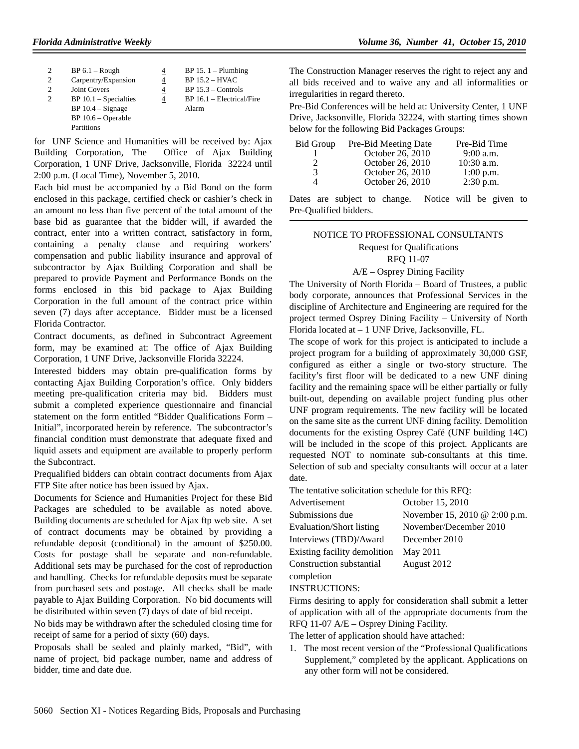| | | | |
|---|---|---|---|
| 2 | BP 6.1 – Rough Carpentry/Expansion | 4 | BP 15. 1 – Plumbing |
| 2 | Joint Covers | 4 | BP 15.2 – HVAC |
| 2 | BP 10.1 – Specialties | 4 | BP 15.3 – Controls |
| 2 | BP 10.4 – Signage | 4 | BP 16.1 – Electrical/Fire Alarm |
| | BP 10.6 – Operable Partitions | | |

for UNF Science and Humanities will be received by: Ajax Building Corporation, The Office of Ajax Building Corporation, 1 UNF Drive, Jacksonville, Florida 32224 until 2:00 p.m. (Local Time), November 5, 2010.

Each bid must be accompanied by a Bid Bond on the form enclosed in this package, certified check or cashier's check in an amount no less than five percent of the total amount of the base bid as guarantee that the bidder will, if awarded the contract, enter into a written contract, satisfactory in form, containing a penalty clause and requiring workers' compensation and public liability insurance and approval of subcontractor by Ajax Building Corporation and shall be prepared to provide Payment and Performance Bonds on the forms enclosed in this bid package to Ajax Building Corporation in the full amount of the contract price within seven (7) days after acceptance. Bidder must be a licensed Florida Contractor.

Contract documents, as defined in Subcontract Agreement form, may be examined at: The office of Ajax Building Corporation, 1 UNF Drive, Jacksonville Florida 32224.

Interested bidders may obtain pre-qualification forms by contacting Ajax Building Corporation's office. Only bidders meeting pre-qualification criteria may bid. Bidders must submit a completed experience questionnaire and financial statement on the form entitled "Bidder Qualifications Form – Initial", incorporated herein by reference. The subcontractor's financial condition must demonstrate that adequate fixed and liquid assets and equipment are available to properly perform the Subcontract.

Prequalified bidders can obtain contract documents from Ajax FTP Site after notice has been issued by Ajax.

Documents for Science and Humanities Project for these Bid Packages are scheduled to be available as noted above. Building documents are scheduled for Ajax ftp web site. A set of contract documents may be obtained by providing a refundable deposit (conditional) in the amount of $250.00. Costs for postage shall be separate and non-refundable. Additional sets may be purchased for the cost of reproduction and handling. Checks for refundable deposits must be separate from purchased sets and postage. All checks shall be made payable to Ajax Building Corporation. No bid documents will be distributed within seven (7) days of date of bid receipt.

No bids may be withdrawn after the scheduled closing time for receipt of same for a period of sixty (60) days.

Proposals shall be sealed and plainly marked, "Bid", with name of project, bid package number, name and address of bidder, time and date due.

The Construction Manager reserves the right to reject any and all bids received and to waive any and all informalities or irregularities in regard thereto.

Pre-Bid Conferences will be held at: University Center, 1 UNF Drive, Jacksonville, Florida 32224, with starting times shown below for the following Bid Packages Groups:

| Bid Group | Pre-Bid Meeting Date | Pre-Bid Time |
|---|---|---|
| 1 | October 26, 2010 | 9:00 a.m. |
| 2 | October 26, 2010 | 10:30 a.m. |
| 3 | October 26, 2010 | 1:00 p.m. |
| 4 | October 26, 2010 | 2:30 p.m. |

Dates are subject to change. Notice will be given to Pre-Qualified bidders.

---

NOTICE TO PROFESSIONAL CONSULTANTS

Request for Qualifications

RFQ 11-07

A/E – Osprey Dining Facility

The University of North Florida – Board of Trustees, a public body corporate, announces that Professional Services in the discipline of Architecture and Engineering are required for the project termed Osprey Dining Facility – University of North Florida located at – 1 UNF Drive, Jacksonville, FL.

The scope of work for this project is anticipated to include a project program for a building of approximately 30,000 GSF, configured as either a single or two-story structure. The facility's first floor will be dedicated to a new UNF dining facility and the remaining space will be either partially or fully built-out, depending on available project funding plus other UNF program requirements. The new facility will be located on the same site as the current UNF dining facility. Demolition documents for the existing Osprey Café (UNF building 14C) will be included in the scope of this project. Applicants are requested NOT to nominate sub-consultants at this time. Selection of sub and specialty consultants will occur at a later date.

The tentative solicitation schedule for this RFQ:

| | |
|---|---|
| Advertisement | October 15, 2010 |
| Submissions due | November 15, 2010 @ 2:00 p.m. |
| Evaluation/Short listing | November/December 2010 |
| Interviews (TBD)/Award | December 2010 |
| Existing facility demolition | May 2011 |
| Construction substantial completion | August 2012 |

INSTRUCTIONS:

Firms desiring to apply for consideration shall submit a letter of application with all of the appropriate documents from the RFQ 11-07 A/E – Osprey Dining Facility.

The letter of application should have attached:

1. The most recent version of the "Professional Qualifications Supplement," completed by the applicant. Applications on any other form will not be considered.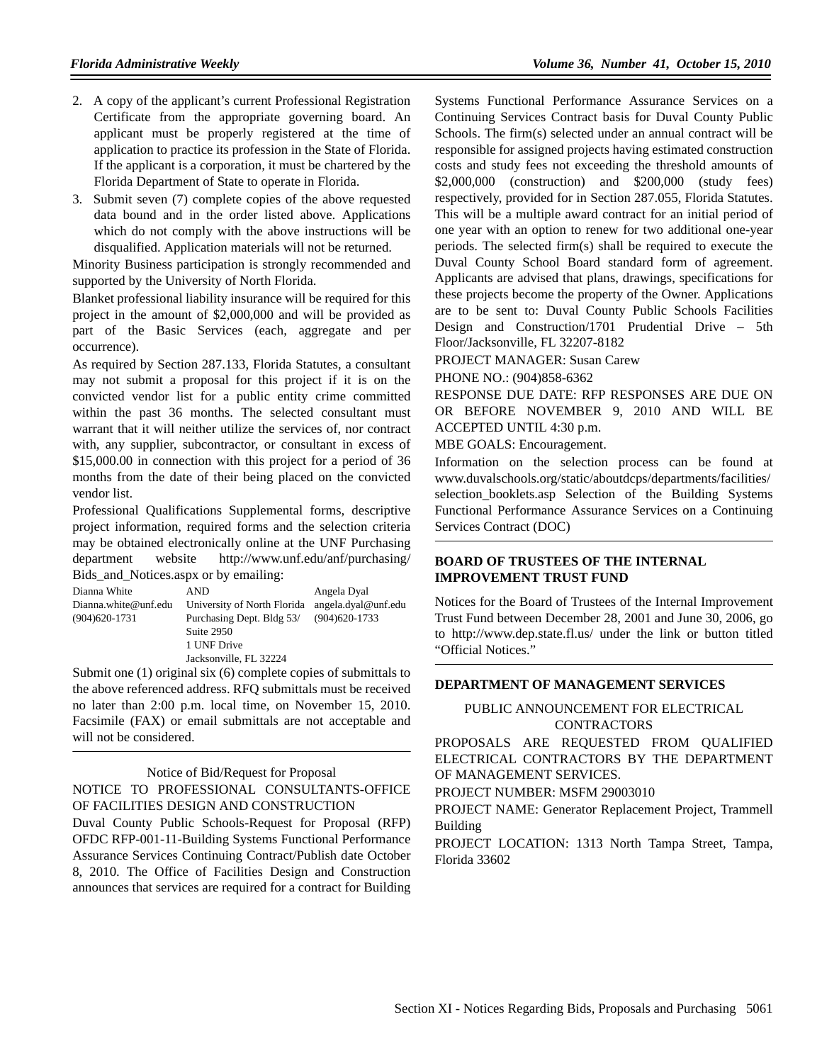2. A copy of the applicant's current Professional Registration Certificate from the appropriate governing board. An applicant must be properly registered at the time of application to practice its profession in the State of Florida. If the applicant is a corporation, it must be chartered by the Florida Department of State to operate in Florida.
3. Submit seven (7) complete copies of the above requested data bound and in the order listed above. Applications which do not comply with the above instructions will be disqualified. Application materials will not be returned.

Minority Business participation is strongly recommended and supported by the University of North Florida.

Blanket professional liability insurance will be required for this project in the amount of $2,000,000 and will be provided as part of the Basic Services (each, aggregate and per occurrence).

As required by Section 287.133, Florida Statutes, a consultant may not submit a proposal for this project if it is on the convicted vendor list for a public entity crime committed within the past 36 months. The selected consultant must warrant that it will neither utilize the services of, nor contract with, any supplier, subcontractor, or consultant in excess of $15,000.00 in connection with this project for a period of 36 months from the date of their being placed on the convicted vendor list.

Professional Qualifications Supplemental forms, descriptive project information, required forms and the selection criteria may be obtained electronically online at the UNF Purchasing department website http://www.unf.edu/anf/purchasing/Bids_and_Notices.aspx or by emailing:

| | | |
|---|---|---|
| Dianna White | AND | Angela Dyal |
| Dianna.white@unf.edu | University of North Florida | angela.dyal@unf.edu |
| (904)620-1731 | Purchasing Dept. Bldg 53/ | (904)620-1733 |
| | Suite 2950 | |
| | 1 UNF Drive | |
| | Jacksonville, FL 32224 | |

Submit one (1) original six (6) complete copies of submittals to the above referenced address. RFQ submittals must be received no later than 2:00 p.m. local time, on November 15, 2010. Facsimile (FAX) or email submittals are not acceptable and will not be considered.

---

Notice of Bid/Request for Proposal

NOTICE TO PROFESSIONAL CONSULTANTS-OFFICE OF FACILITIES DESIGN AND CONSTRUCTION

Duval County Public Schools-Request for Proposal (RFP) OFDC RFP-001-11-Building Systems Functional Performance Assurance Services Continuing Contract/Publish date October 8, 2010. The Office of Facilities Design and Construction announces that services are required for a contract for Building Systems Functional Performance Assurance Services on a Continuing Services Contract basis for Duval County Public Schools. The firm(s) selected under an annual contract will be responsible for assigned projects having estimated construction costs and study fees not exceeding the threshold amounts of $2,000,000 (construction) and $200,000 (study fees) respectively, provided for in Section 287.055, Florida Statutes. This will be a multiple award contract for an initial period of one year with an option to renew for two additional one-year periods. The selected firm(s) shall be required to execute the Duval County School Board standard form of agreement. Applicants are advised that plans, drawings, specifications for these projects become the property of the Owner. Applications are to be sent to: Duval County Public Schools Facilities Design and Construction/1701 Prudential Drive – 5th Floor/Jacksonville, FL 32207-8182

PROJECT MANAGER: Susan Carew

PHONE NO.: (904)858-6362

RESPONSE DUE DATE: RFP RESPONSES ARE DUE ON OR BEFORE NOVEMBER 9, 2010 AND WILL BE ACCEPTED UNTIL 4:30 p.m.

MBE GOALS: Encouragement.

Information on the selection process can be found at www.duvalschools.org/static/aboutdcps/departments/facilities/selection_booklets.asp Selection of the Building Systems Functional Performance Assurance Services on a Continuing Services Contract (DOC)

---

### BOARD OF TRUSTEES OF THE INTERNAL IMPROVEMENT TRUST FUND

Notices for the Board of Trustees of the Internal Improvement Trust Fund between December 28, 2001 and June 30, 2006, go to http://www.dep.state.fl.us/ under the link or button titled "Official Notices."

---

### DEPARTMENT OF MANAGEMENT SERVICES

PUBLIC ANNOUNCEMENT FOR ELECTRICAL CONTRACTORS

PROPOSALS ARE REQUESTED FROM QUALIFIED ELECTRICAL CONTRACTORS BY THE DEPARTMENT OF MANAGEMENT SERVICES.

PROJECT NUMBER: MSFM 29003010

PROJECT NAME: Generator Replacement Project, Trammell Building

PROJECT LOCATION: 1313 North Tampa Street, Tampa, Florida 33602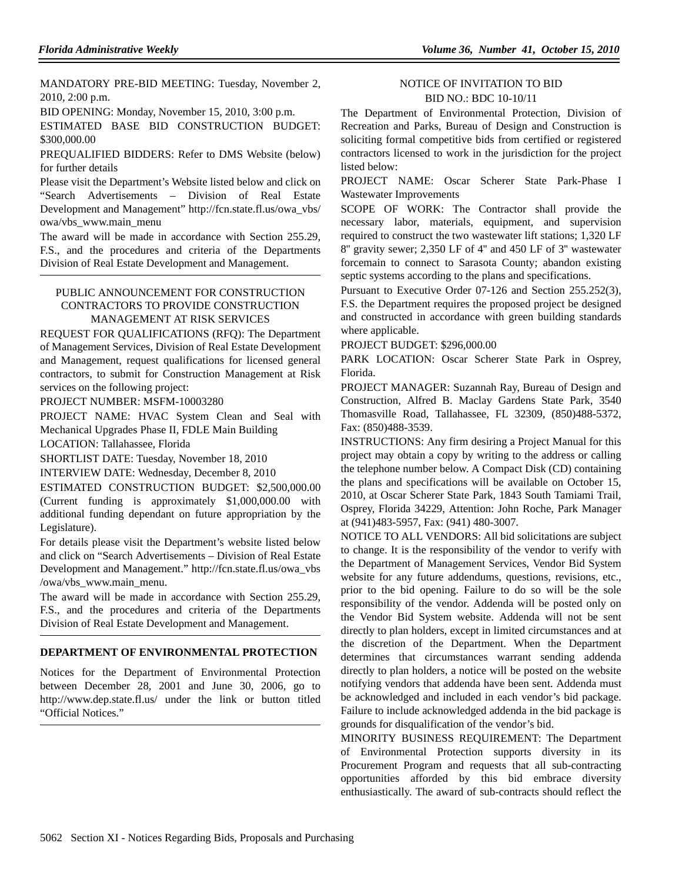MANDATORY PRE-BID MEETING: Tuesday, November 2, 2010, 2:00 p.m.

BID OPENING: Monday, November 15, 2010, 3:00 p.m.

ESTIMATED BASE BID CONSTRUCTION BUDGET: $300,000.00

PREQUALIFIED BIDDERS: Refer to DMS Website (below) for further details

Please visit the Department's Website listed below and click on "Search Advertisements – Division of Real Estate Development and Management" http://fcn.state.fl.us/owa_vbs/owa/vbs_www.main_menu

The award will be made in accordance with Section 255.29, F.S., and the procedures and criteria of the Departments Division of Real Estate Development and Management.

PUBLIC ANNOUNCEMENT FOR CONSTRUCTION CONTRACTORS TO PROVIDE CONSTRUCTION MANAGEMENT AT RISK SERVICES

REQUEST FOR QUALIFICATIONS (RFQ): The Department of Management Services, Division of Real Estate Development and Management, request qualifications for licensed general contractors, to submit for Construction Management at Risk services on the following project:

PROJECT NUMBER: MSFM-10003280

PROJECT NAME: HVAC System Clean and Seal with Mechanical Upgrades Phase II, FDLE Main Building

LOCATION: Tallahassee, Florida

SHORTLIST DATE: Tuesday, November 18, 2010

INTERVIEW DATE: Wednesday, December 8, 2010

ESTIMATED CONSTRUCTION BUDGET: $2,500,000.00 (Current funding is approximately $1,000,000.00 with additional funding dependant on future appropriation by the Legislature).

For details please visit the Department's website listed below and click on "Search Advertisements – Division of Real Estate Development and Management." http://fcn.state.fl.us/owa_vbs/owa/vbs_www.main_menu.

The award will be made in accordance with Section 255.29, F.S., and the procedures and criteria of the Departments Division of Real Estate Development and Management.

## DEPARTMENT OF ENVIRONMENTAL PROTECTION

Notices for the Department of Environmental Protection between December 28, 2001 and June 30, 2006, go to http://www.dep.state.fl.us/ under the link or button titled "Official Notices."

NOTICE OF INVITATION TO BID

BID NO.: BDC 10-10/11

The Department of Environmental Protection, Division of Recreation and Parks, Bureau of Design and Construction is soliciting formal competitive bids from certified or registered contractors licensed to work in the jurisdiction for the project listed below:

PROJECT NAME: Oscar Scherer State Park-Phase I Wastewater Improvements

SCOPE OF WORK: The Contractor shall provide the necessary labor, materials, equipment, and supervision required to construct the two wastewater lift stations; 1,320 LF 8" gravity sewer; 2,350 LF of 4" and 450 LF of 3" wastewater forcemain to connect to Sarasota County; abandon existing septic systems according to the plans and specifications.

Pursuant to Executive Order 07-126 and Section 255.252(3), F.S. the Department requires the proposed project be designed and constructed in accordance with green building standards where applicable.

PROJECT BUDGET: $296,000.00

PARK LOCATION: Oscar Scherer State Park in Osprey, Florida.

PROJECT MANAGER: Suzannah Ray, Bureau of Design and Construction, Alfred B. Maclay Gardens State Park, 3540 Thomasville Road, Tallahassee, FL 32309, (850)488-5372, Fax: (850)488-3539.

INSTRUCTIONS: Any firm desiring a Project Manual for this project may obtain a copy by writing to the address or calling the telephone number below. A Compact Disk (CD) containing the plans and specifications will be available on October 15, 2010, at Oscar Scherer State Park, 1843 South Tamiami Trail, Osprey, Florida 34229, Attention: John Roche, Park Manager at (941)483-5957, Fax: (941) 480-3007.

NOTICE TO ALL VENDORS: All bid solicitations are subject to change. It is the responsibility of the vendor to verify with the Department of Management Services, Vendor Bid System website for any future addendums, questions, revisions, etc., prior to the bid opening. Failure to do so will be the sole responsibility of the vendor. Addenda will be posted only on the Vendor Bid System website. Addenda will not be sent directly to plan holders, except in limited circumstances and at the discretion of the Department. When the Department determines that circumstances warrant sending addenda directly to plan holders, a notice will be posted on the website notifying vendors that addenda have been sent. Addenda must be acknowledged and included in each vendor's bid package. Failure to include acknowledged addenda in the bid package is grounds for disqualification of the vendor's bid.

MINORITY BUSINESS REQUIREMENT: The Department of Environmental Protection supports diversity in its Procurement Program and requests that all sub-contracting opportunities afforded by this bid embrace diversity enthusiastically. The award of sub-contracts should reflect the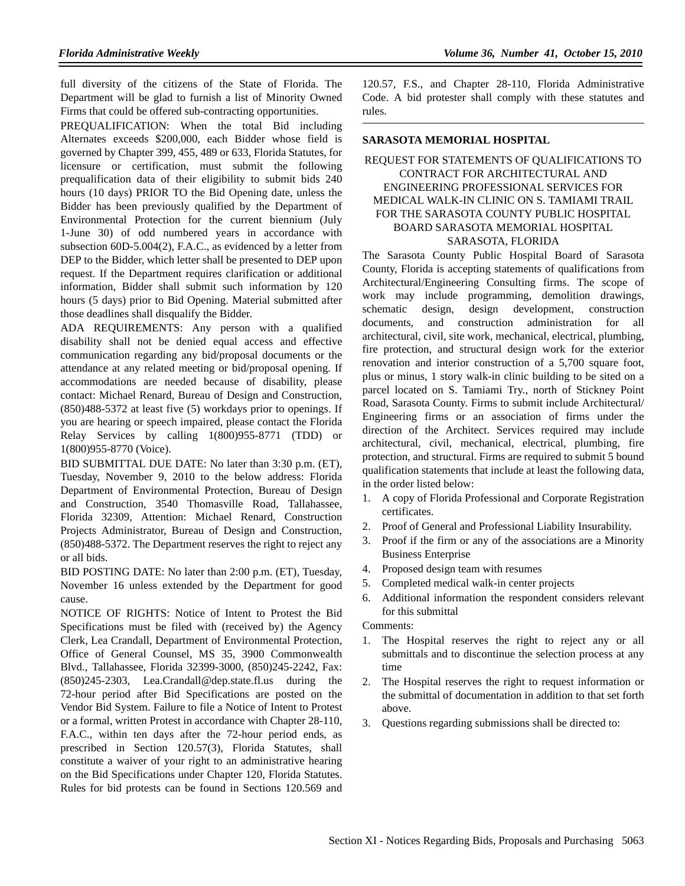full diversity of the citizens of the State of Florida. The Department will be glad to furnish a list of Minority Owned Firms that could be offered sub-contracting opportunities.

PREQUALIFICATION: When the total Bid including Alternates exceeds $200,000, each Bidder whose field is governed by Chapter 399, 455, 489 or 633, Florida Statutes, for licensure or certification, must submit the following prequalification data of their eligibility to submit bids 240 hours (10 days) PRIOR TO the Bid Opening date, unless the Bidder has been previously qualified by the Department of Environmental Protection for the current biennium (July 1-June 30) of odd numbered years in accordance with subsection 60D-5.004(2), F.A.C., as evidenced by a letter from DEP to the Bidder, which letter shall be presented to DEP upon request. If the Department requires clarification or additional information, Bidder shall submit such information by 120 hours (5 days) prior to Bid Opening. Material submitted after those deadlines shall disqualify the Bidder.

ADA REQUIREMENTS: Any person with a qualified disability shall not be denied equal access and effective communication regarding any bid/proposal documents or the attendance at any related meeting or bid/proposal opening. If accommodations are needed because of disability, please contact: Michael Renard, Bureau of Design and Construction, (850)488-5372 at least five (5) workdays prior to openings. If you are hearing or speech impaired, please contact the Florida Relay Services by calling 1(800)955-8771 (TDD) or 1(800)955-8770 (Voice).

BID SUBMITTAL DUE DATE: No later than 3:30 p.m. (ET), Tuesday, November 9, 2010 to the below address: Florida Department of Environmental Protection, Bureau of Design and Construction, 3540 Thomasville Road, Tallahassee, Florida 32309, Attention: Michael Renard, Construction Projects Administrator, Bureau of Design and Construction, (850)488-5372. The Department reserves the right to reject any or all bids.

BID POSTING DATE: No later than 2:00 p.m. (ET), Tuesday, November 16 unless extended by the Department for good cause.

NOTICE OF RIGHTS: Notice of Intent to Protest the Bid Specifications must be filed with (received by) the Agency Clerk, Lea Crandall, Department of Environmental Protection, Office of General Counsel, MS 35, 3900 Commonwealth Blvd., Tallahassee, Florida 32399-3000, (850)245-2242, Fax: (850)245-2303, Lea.Crandall@dep.state.fl.us during the 72-hour period after Bid Specifications are posted on the Vendor Bid System. Failure to file a Notice of Intent to Protest or a formal, written Protest in accordance with Chapter 28-110, F.A.C., within ten days after the 72-hour period ends, as prescribed in Section 120.57(3), Florida Statutes, shall constitute a waiver of your right to an administrative hearing on the Bid Specifications under Chapter 120, Florida Statutes. Rules for bid protests can be found in Sections 120.569 and 120.57, F.S., and Chapter 28-110, Florida Administrative Code. A bid protester shall comply with these statutes and rules.

---

**SARASOTA MEMORIAL HOSPITAL**

REQUEST FOR STATEMENTS OF QUALIFICATIONS TO CONTRACT FOR ARCHITECTURAL AND ENGINEERING PROFESSIONAL SERVICES FOR MEDICAL WALK-IN CLINIC ON S. TAMIAMI TRAIL FOR THE SARASOTA COUNTY PUBLIC HOSPITAL BOARD SARASOTA MEMORIAL HOSPITAL SARASOTA, FLORIDA

The Sarasota County Public Hospital Board of Sarasota County, Florida is accepting statements of qualifications from Architectural/Engineering Consulting firms. The scope of work may include programming, demolition drawings, schematic design, design development, construction documents, and construction administration for all architectural, civil, site work, mechanical, electrical, plumbing, fire protection, and structural design work for the exterior renovation and interior construction of a 5,700 square foot, plus or minus, 1 story walk-in clinic building to be sited on a parcel located on S. Tamiami Try., north of Stickney Point Road, Sarasota County. Firms to submit include Architectural/ Engineering firms or an association of firms under the direction of the Architect. Services required may include architectural, civil, mechanical, electrical, plumbing, fire protection, and structural. Firms are required to submit 5 bound qualification statements that include at least the following data, in the order listed below:

1. A copy of Florida Professional and Corporate Registration certificates.
2. Proof of General and Professional Liability Insurability.
3. Proof if the firm or any of the associations are a Minority Business Enterprise
4. Proposed design team with resumes
5. Completed medical walk-in center projects
6. Additional information the respondent considers relevant for this submittal

Comments:

1. The Hospital reserves the right to reject any or all submittals and to discontinue the selection process at any time
2. The Hospital reserves the right to request information or the submittal of documentation in addition to that set forth above.
3. Questions regarding submissions shall be directed to: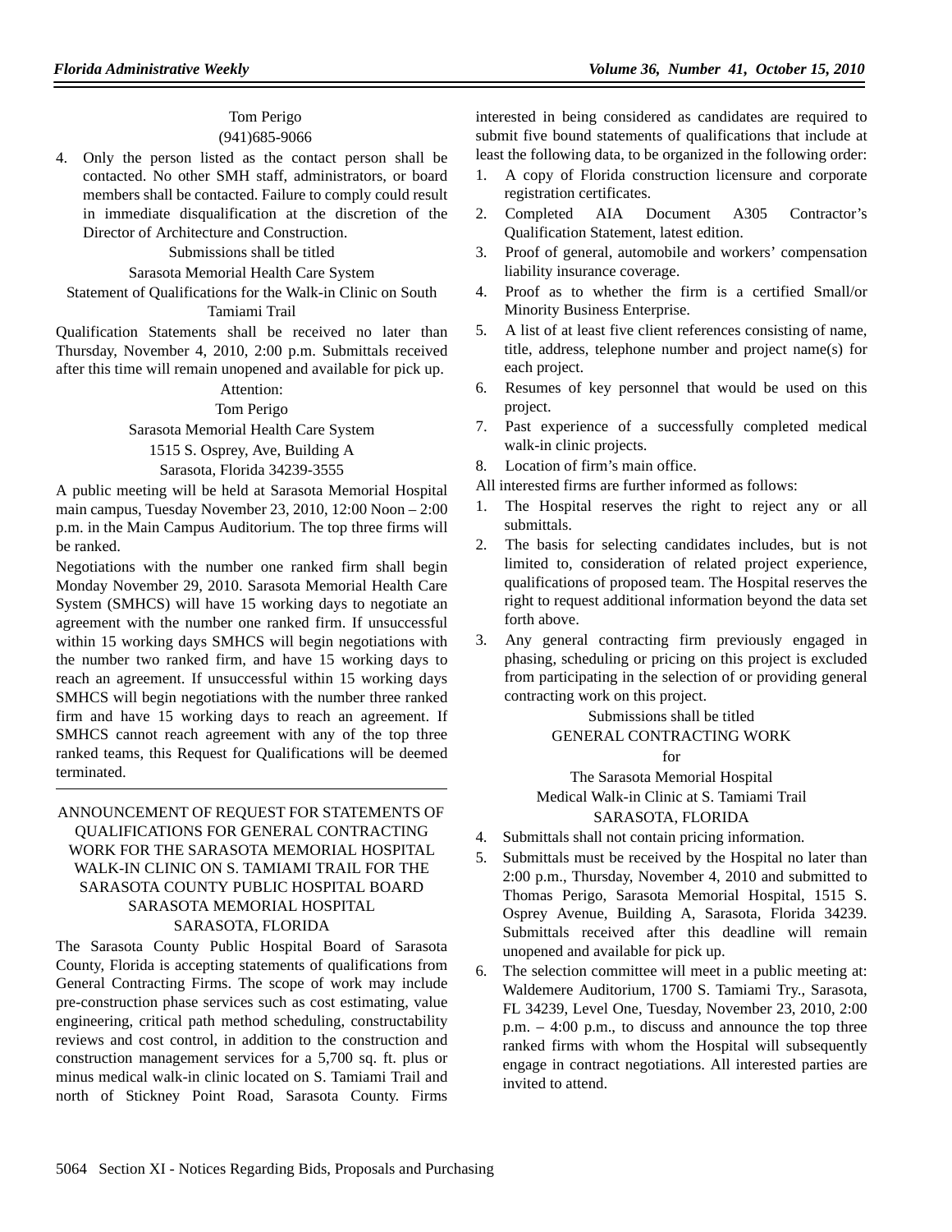Tom Perigo
(941)685-9066

4. Only the person listed as the contact person shall be contacted. No other SMH staff, administrators, or board members shall be contacted. Failure to comply could result in immediate disqualification at the discretion of the Director of Architecture and Construction.

Submissions shall be titled
Sarasota Memorial Health Care System
Statement of Qualifications for the Walk-in Clinic on South Tamiami Trail

Qualification Statements shall be received no later than Thursday, November 4, 2010, 2:00 p.m. Submittals received after this time will remain unopened and available for pick up.

Attention:
Tom Perigo
Sarasota Memorial Health Care System
1515 S. Osprey, Ave, Building A
Sarasota, Florida 34239-3555

A public meeting will be held at Sarasota Memorial Hospital main campus, Tuesday November 23, 2010, 12:00 Noon – 2:00 p.m. in the Main Campus Auditorium. The top three firms will be ranked.

Negotiations with the number one ranked firm shall begin Monday November 29, 2010. Sarasota Memorial Health Care System (SMHCS) will have 15 working days to negotiate an agreement with the number one ranked firm. If unsuccessful within 15 working days SMHCS will begin negotiations with the number two ranked firm, and have 15 working days to reach an agreement. If unsuccessful within 15 working days SMHCS will begin negotiations with the number three ranked firm and have 15 working days to reach an agreement. If SMHCS cannot reach agreement with any of the top three ranked teams, this Request for Qualifications will be deemed terminated.

---

ANNOUNCEMENT OF REQUEST FOR STATEMENTS OF QUALIFICATIONS FOR GENERAL CONTRACTING WORK FOR THE SARASOTA MEMORIAL HOSPITAL WALK-IN CLINIC ON S. TAMIAMI TRAIL FOR THE SARASOTA COUNTY PUBLIC HOSPITAL BOARD SARASOTA MEMORIAL HOSPITAL SARASOTA, FLORIDA

The Sarasota County Public Hospital Board of Sarasota County, Florida is accepting statements of qualifications from General Contracting Firms. The scope of work may include pre-construction phase services such as cost estimating, value engineering, critical path method scheduling, constructability reviews and cost control, in addition to the construction and construction management services for a 5,700 sq. ft. plus or minus medical walk-in clinic located on S. Tamiami Trail and north of Stickney Point Road, Sarasota County. Firms interested in being considered as candidates are required to submit five bound statements of qualifications that include at least the following data, to be organized in the following order:

1. A copy of Florida construction licensure and corporate registration certificates.
2. Completed AIA Document A305 Contractor's Qualification Statement, latest edition.
3. Proof of general, automobile and workers' compensation liability insurance coverage.
4. Proof as to whether the firm is a certified Small/or Minority Business Enterprise.
5. A list of at least five client references consisting of name, title, address, telephone number and project name(s) for each project.
6. Resumes of key personnel that would be used on this project.
7. Past experience of a successfully completed medical walk-in clinic projects.
8. Location of firm's main office.

All interested firms are further informed as follows:

1. The Hospital reserves the right to reject any or all submittals.
2. The basis for selecting candidates includes, but is not limited to, consideration of related project experience, qualifications of proposed team. The Hospital reserves the right to request additional information beyond the data set forth above.
3. Any general contracting firm previously engaged in phasing, scheduling or pricing on this project is excluded from participating in the selection of or providing general contracting work on this project.

   Submissions shall be titled
   GENERAL CONTRACTING WORK
   for
   The Sarasota Memorial Hospital
   Medical Walk-in Clinic at S. Tamiami Trail
   SARASOTA, FLORIDA

4. Submittals shall not contain pricing information.
5. Submittals must be received by the Hospital no later than 2:00 p.m., Thursday, November 4, 2010 and submitted to Thomas Perigo, Sarasota Memorial Hospital, 1515 S. Osprey Avenue, Building A, Sarasota, Florida 34239. Submittals received after this deadline will remain unopened and available for pick up.
6. The selection committee will meet in a public meeting at: Waldemere Auditorium, 1700 S. Tamiami Try., Sarasota, FL 34239, Level One, Tuesday, November 23, 2010, 2:00 p.m. – 4:00 p.m., to discuss and announce the top three ranked firms with whom the Hospital will subsequently engage in contract negotiations. All interested parties are invited to attend.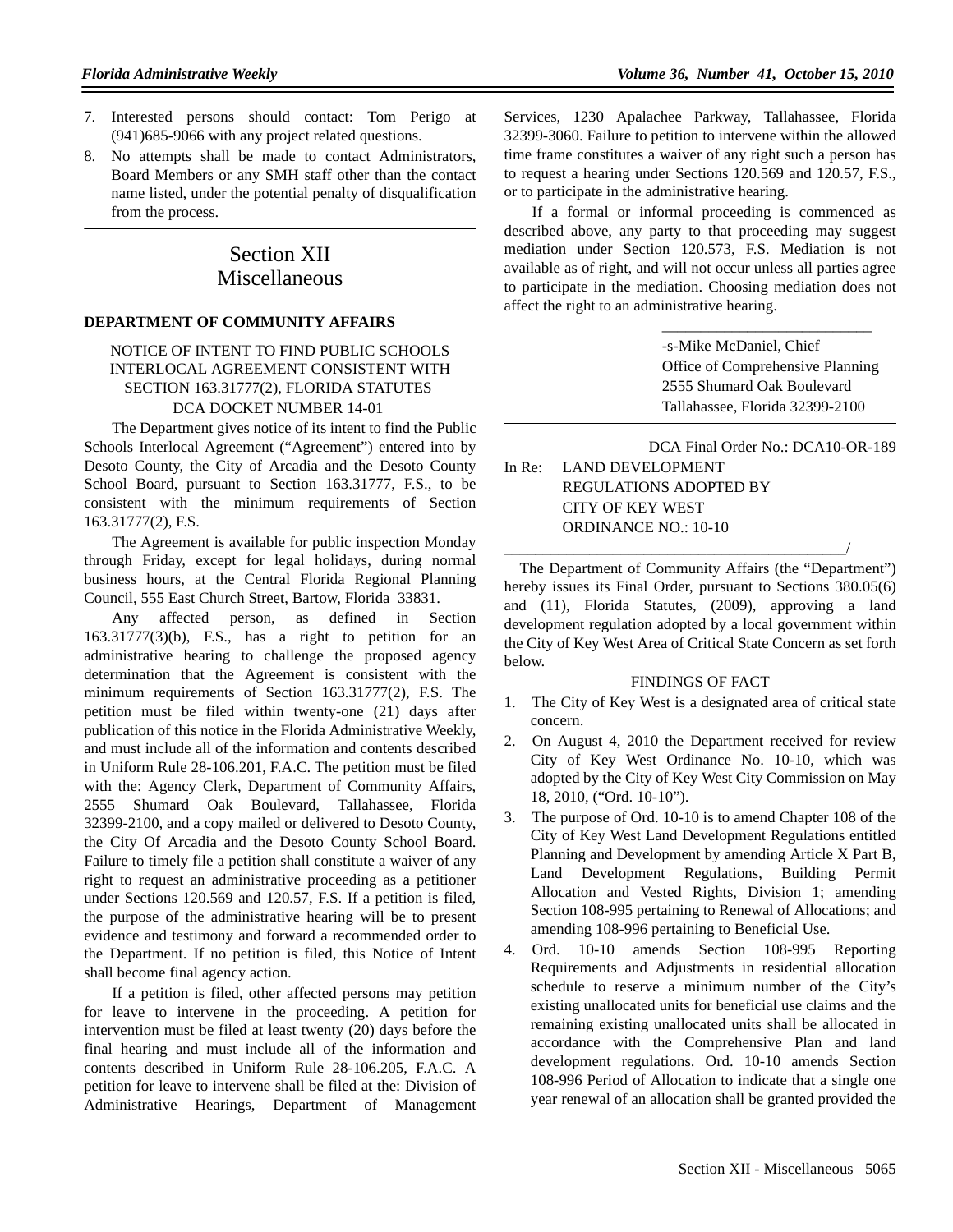7. Interested persons should contact: Tom Perigo at (941)685-9066 with any project related questions.
8. No attempts shall be made to contact Administrators, Board Members or any SMH staff other than the contact name listed, under the potential penalty of disqualification from the process.

# Section XII
# Miscellaneous

## DEPARTMENT OF COMMUNITY AFFAIRS

### NOTICE OF INTENT TO FIND PUBLIC SCHOOLS INTERLOCAL AGREEMENT CONSISTENT WITH SECTION 163.31777(2), FLORIDA STATUTES
### DCA DOCKET NUMBER 14-01

The Department gives notice of its intent to find the Public Schools Interlocal Agreement ("Agreement") entered into by Desoto County, the City of Arcadia and the Desoto County School Board, pursuant to Section 163.31777, F.S., to be consistent with the minimum requirements of Section 163.31777(2), F.S.

The Agreement is available for public inspection Monday through Friday, except for legal holidays, during normal business hours, at the Central Florida Regional Planning Council, 555 East Church Street, Bartow, Florida 33831.

Any affected person, as defined in Section 163.31777(3)(b), F.S., has a right to petition for an administrative hearing to challenge the proposed agency determination that the Agreement is consistent with the minimum requirements of Section 163.31777(2), F.S. The petition must be filed within twenty-one (21) days after publication of this notice in the Florida Administrative Weekly, and must include all of the information and contents described in Uniform Rule 28-106.201, F.A.C. The petition must be filed with the: Agency Clerk, Department of Community Affairs, 2555 Shumard Oak Boulevard, Tallahassee, Florida 32399-2100, and a copy mailed or delivered to Desoto County, the City Of Arcadia and the Desoto County School Board. Failure to timely file a petition shall constitute a waiver of any right to request an administrative proceeding as a petitioner under Sections 120.569 and 120.57, F.S. If a petition is filed, the purpose of the administrative hearing will be to present evidence and testimony and forward a recommended order to the Department. If no petition is filed, this Notice of Intent shall become final agency action.

If a petition is filed, other affected persons may petition for leave to intervene in the proceeding. A petition for intervention must be filed at least twenty (20) days before the final hearing and must include all of the information and contents described in Uniform Rule 28-106.205, F.A.C. A petition for leave to intervene shall be filed at the: Division of Administrative Hearings, Department of Management Services, 1230 Apalachee Parkway, Tallahassee, Florida 32399-3060. Failure to petition to intervene within the allowed time frame constitutes a waiver of any right such a person has to request a hearing under Sections 120.569 and 120.57, F.S., or to participate in the administrative hearing.

If a formal or informal proceeding is commenced as described above, any party to that proceeding may suggest mediation under Section 120.573, F.S. Mediation is not available as of right, and will not occur unless all parties agree to participate in the mediation. Choosing mediation does not affect the right to an administrative hearing.

\_\_\_\_\_\_\_\_\_\_\_\_\_\_\_\_\_\_\_\_\_\_\_\_\_\_\_\_
-s-Mike McDaniel, Chief
Office of Comprehensive Planning
2555 Shumard Oak Boulevard
Tallahassee, Florida 32399-2100

---

DCA Final Order No.: DCA10-OR-189

In Re: LAND DEVELOPMENT REGULATIONS ADOPTED BY CITY OF KEY WEST ORDINANCE NO.: 10-10
\_\_\_\_\_\_\_\_\_\_\_\_\_\_\_\_\_\_\_\_\_\_\_\_\_\_\_\_\_\_\_\_\_\_\_\_\_\_\_\_\_\_\_\_/

The Department of Community Affairs (the "Department") hereby issues its Final Order, pursuant to Sections 380.05(6) and (11), Florida Statutes, (2009), approving a land development regulation adopted by a local government within the City of Key West Area of Critical State Concern as set forth below.

FINDINGS OF FACT

1. The City of Key West is a designated area of critical state concern.
2. On August 4, 2010 the Department received for review City of Key West Ordinance No. 10-10, which was adopted by the City of Key West City Commission on May 18, 2010, ("Ord. 10-10").
3. The purpose of Ord. 10-10 is to amend Chapter 108 of the City of Key West Land Development Regulations entitled Planning and Development by amending Article X Part B, Land Development Regulations, Building Permit Allocation and Vested Rights, Division 1; amending Section 108-995 pertaining to Renewal of Allocations; and amending 108-996 pertaining to Beneficial Use.
4. Ord. 10-10 amends Section 108-995 Reporting Requirements and Adjustments in residential allocation schedule to reserve a minimum number of the City's existing unallocated units for beneficial use claims and the remaining existing unallocated units shall be allocated in accordance with the Comprehensive Plan and land development regulations. Ord. 10-10 amends Section 108-996 Period of Allocation to indicate that a single one year renewal of an allocation shall be granted provided the